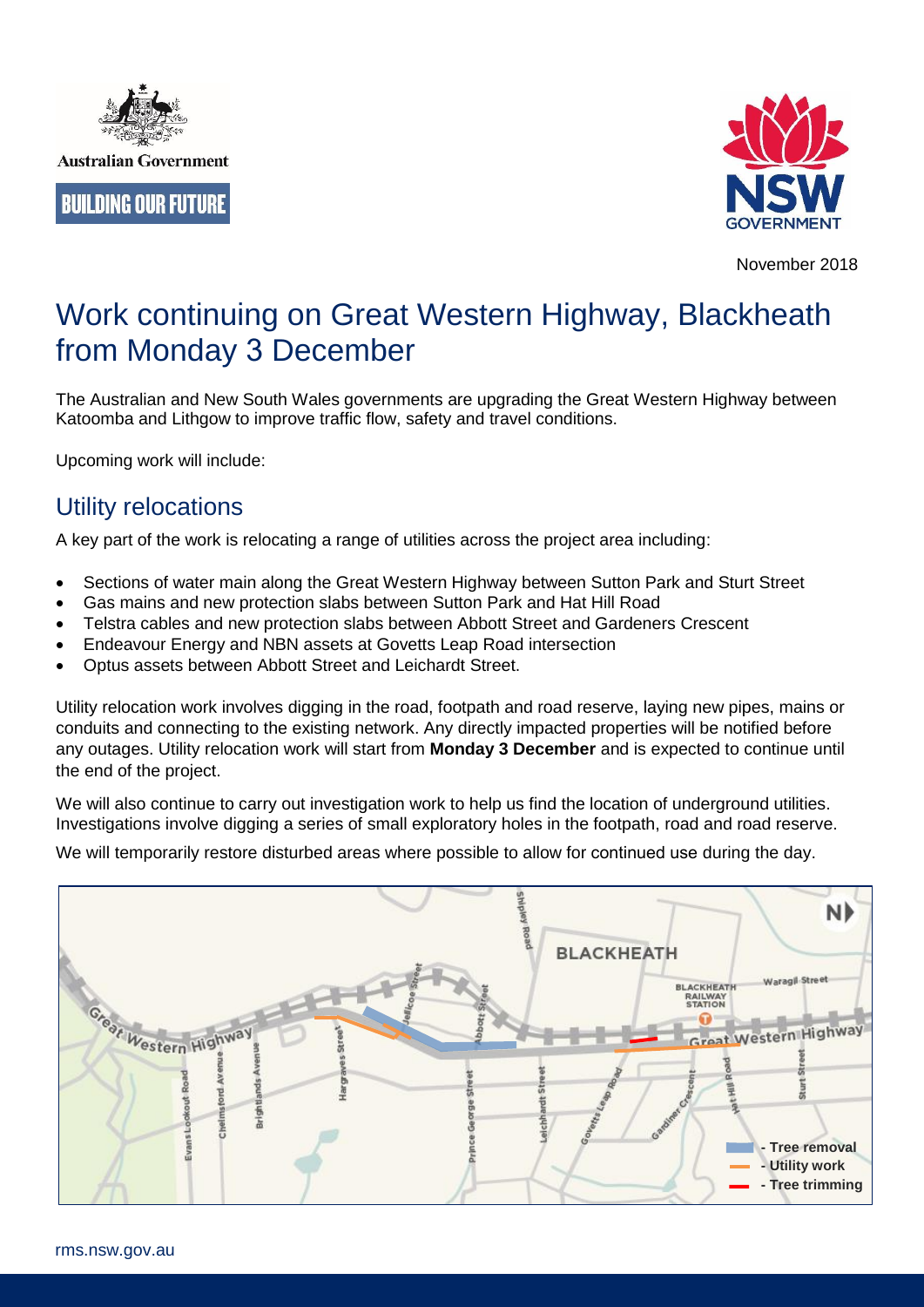Australian Government

BUILDING OUR FUTURE

NSW GOVERNMENT

November 2018

# Work continuing on Great Western Highway, Blackheath from Monday 3 December

The Australian and New South Wales governments are upgrading the Great Western Highway between Katoomba and Lithgow to improve traffic flow, safety and travel conditions.

Upcoming work will include:

## Utility relocations

A key part of the work is relocating a range of utilities across the project area including:

- Sections of water main along the Great Western Highway between Sutton Park and Sturt Street
- Gas mains and new protection slabs between Sutton Park and Hat Hill Road
- Telstra cables and new protection slabs between Abbott Street and Gardeners Crescent
- Endeavour Energy and NBN assets at Govetts Leap Road intersection
- Optus assets between Abbott Street and Leichardt Street.

Utility relocation work involves digging in the road, footpath and road reserve, laying new pipes, mains or conduits and connecting to the existing network. Any directly impacted properties will be notified before any outages. Utility relocation work will start from **Monday 3 December** and is expected to continue until the end of the project.

We will also continue to carry out investigation work to help us find the location of underground utilities. Investigations involve digging a series of small exploratory holes in the footpath, road and road reserve.

We will temporarily restore disturbed areas where possible to allow for continued use during the day.

rms.nsw.gov.au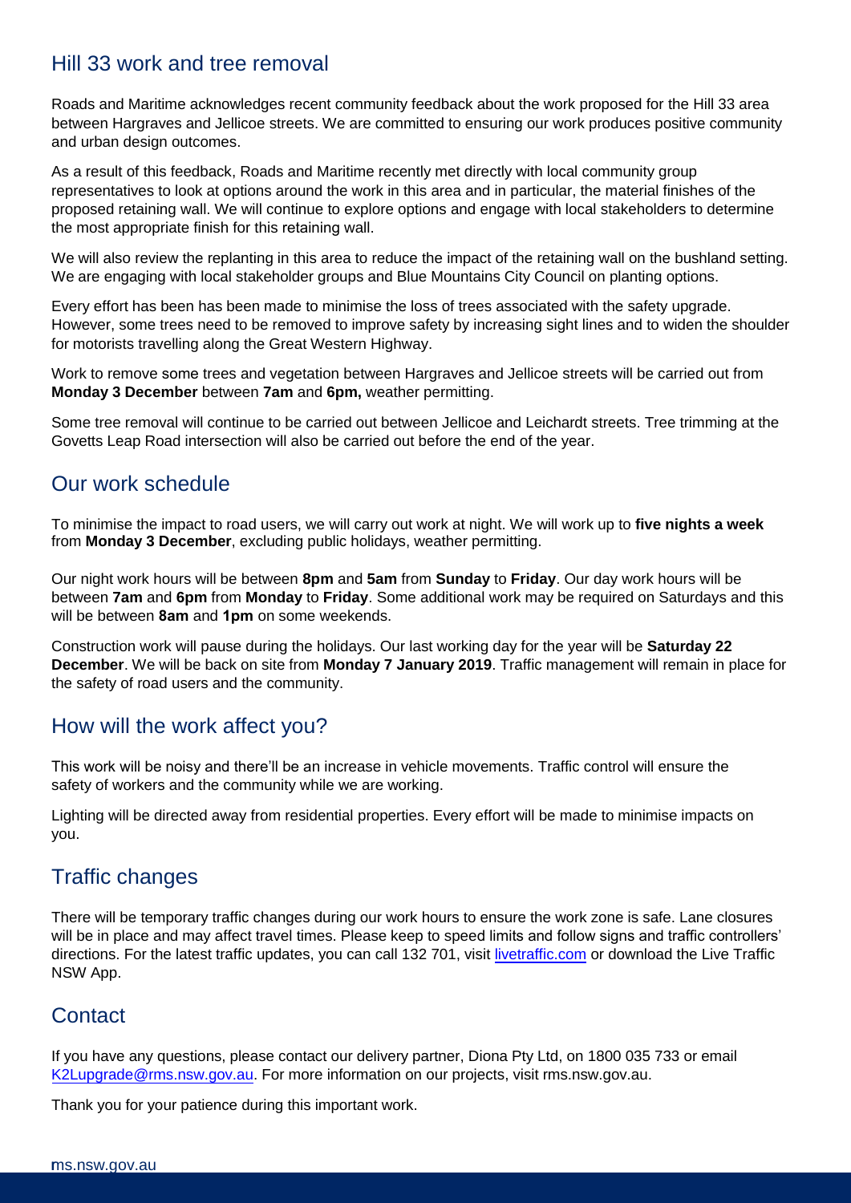## Hill 33 work and tree removal

Roads and Maritime acknowledges recent community feedback about the work proposed for the Hill 33 area between Hargraves and Jellicoe streets. We are committed to ensuring our work produces positive community and urban design outcomes.

As a result of this feedback, Roads and Maritime recently met directly with local community group representatives to look at options around the work in this area and in particular, the material finishes of the proposed retaining wall. We will continue to explore options and engage with local stakeholders to determine the most appropriate finish for this retaining wall.

We will also review the replanting in this area to reduce the impact of the retaining wall on the bushland setting. We are engaging with local stakeholder groups and Blue Mountains City Council on planting options.

Every effort has been has been made to minimise the loss of trees associated with the safety upgrade. However, some trees need to be removed to improve safety by increasing sight lines and to widen the shoulder for motorists travelling along the Great Western Highway.

Work to remove some trees and vegetation between Hargraves and Jellicoe streets will be carried out from **Monday 3 December** between **7am** and **6pm,** weather permitting.

Some tree removal will continue to be carried out between Jellicoe and Leichardt streets. Tree trimming at the Govetts Leap Road intersection will also be carried out before the end of the year.

## Our work schedule

To minimise the impact to road users, we will carry out work at night. We will work up to **five nights a week** from **Monday 3 December**, excluding public holidays, weather permitting.

Our night work hours will be between **8pm** and **5am** from **Sunday** to **Friday**. Our day work hours will be between **7am** and **6pm** from **Monday** to **Friday**. Some additional work may be required on Saturdays and this will be between **8am** and **1pm** on some weekends.

Construction work will pause during the holidays. Our last working day for the year will be **Saturday 22 December**. We will be back on site from **Monday 7 January 2019**. Traffic management will remain in place for the safety of road users and the community.

## How will the work affect you?

This work will be noisy and there'll be an increase in vehicle movements. Traffic control will ensure the safety of workers and the community while we are working.

Lighting will be directed away from residential properties. Every effort will be made to minimise impacts on you.

## Traffic changes

There will be temporary traffic changes during our work hours to ensure the work zone is safe. Lane closures will be in place and may affect travel times. Please keep to speed limits and follow signs and traffic controllers' directions. For the latest traffic updates, you can call 132 701, visit livetraffic.com or download the Live Traffic NSW App.

## Contact

If you have any questions, please contact our delivery partner, Diona Pty Ltd, on 1800 035 733 or email K2Lupgrade@rms.nsw.gov.au. For more information on our projects, visit rms.nsw.gov.au.

Thank you for your patience during this important work.